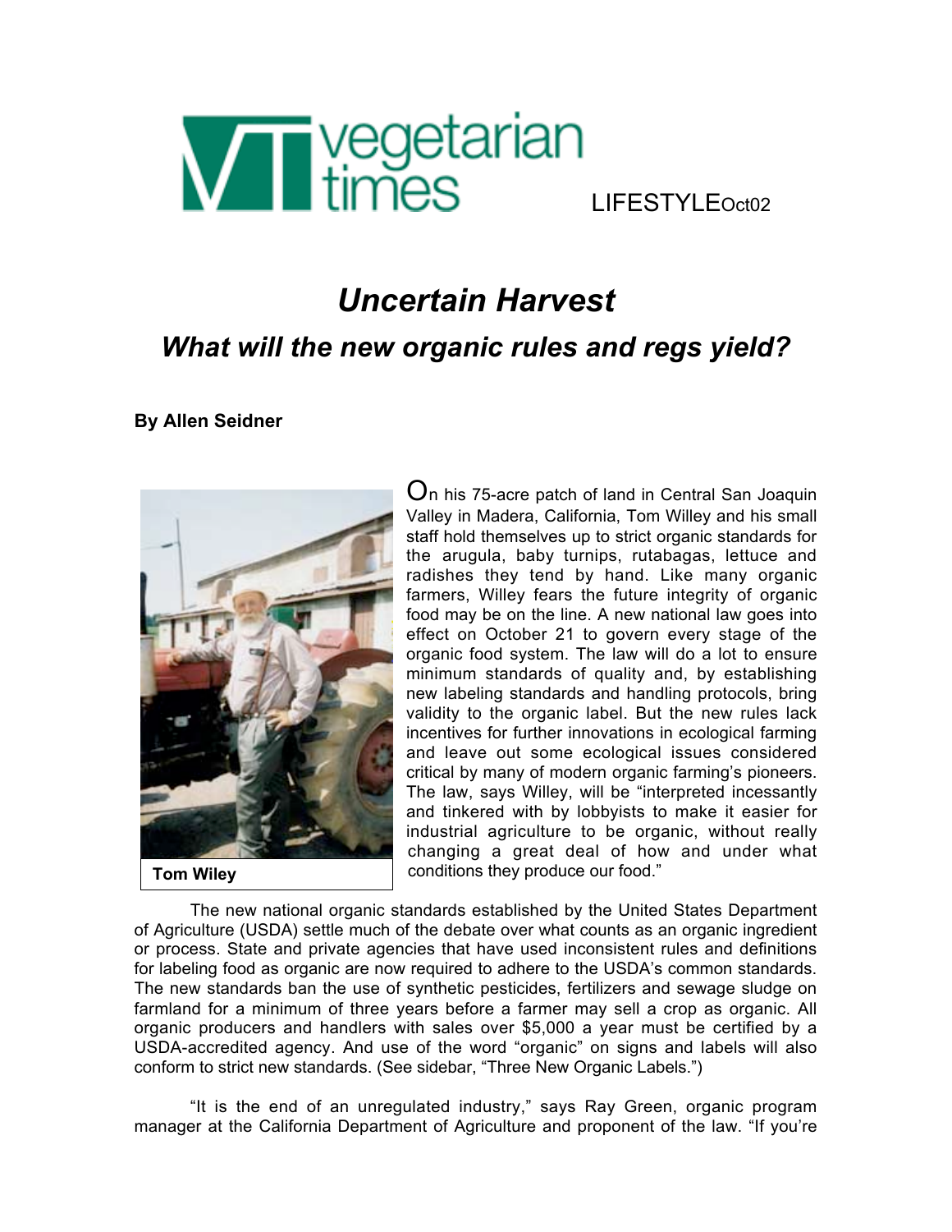vegetarian times

LIFESTYLEOct02

# *Uncertain Harvest*

## *What will the new organic rules and regs yield?*

**By Allen Seidner**

**Tom Wiley**

On his 75-acre patch of land in Central San Joaquin Valley in Madera, California, Tom Willey and his small staff hold themselves up to strict organic standards for the arugula, baby turnips, rutabagas, lettuce and radishes they tend by hand. Like many organic farmers, Willey fears the future integrity of organic food may be on the line. A new national law goes into effect on October 21 to govern every stage of the organic food system. The law will do a lot to ensure minimum standards of quality and, by establishing new labeling standards and handling protocols, bring validity to the organic label. But the new rules lack incentives for further innovations in ecological farming and leave out some ecological issues considered critical by many of modern organic farming's pioneers. The law, says Willey, will be "interpreted incessantly and tinkered with by lobbyists to make it easier for industrial agriculture to be organic, without really changing a great deal of how and under what conditions they produce our food."

The new national organic standards established by the United States Department of Agriculture (USDA) settle much of the debate over what counts as an organic ingredient or process. State and private agencies that have used inconsistent rules and definitions for labeling food as organic are now required to adhere to the USDA's common standards. The new standards ban the use of synthetic pesticides, fertilizers and sewage sludge on farmland for a minimum of three years before a farmer may sell a crop as organic. All organic producers and handlers with sales over $5,000 a year must be certified by a USDA-accredited agency. And use of the word "organic" on signs and labels will also conform to strict new standards. (See sidebar, "Three New Organic Labels.")

"It is the end of an unregulated industry," says Ray Green, organic program manager at the California Department of Agriculture and proponent of the law. "If you're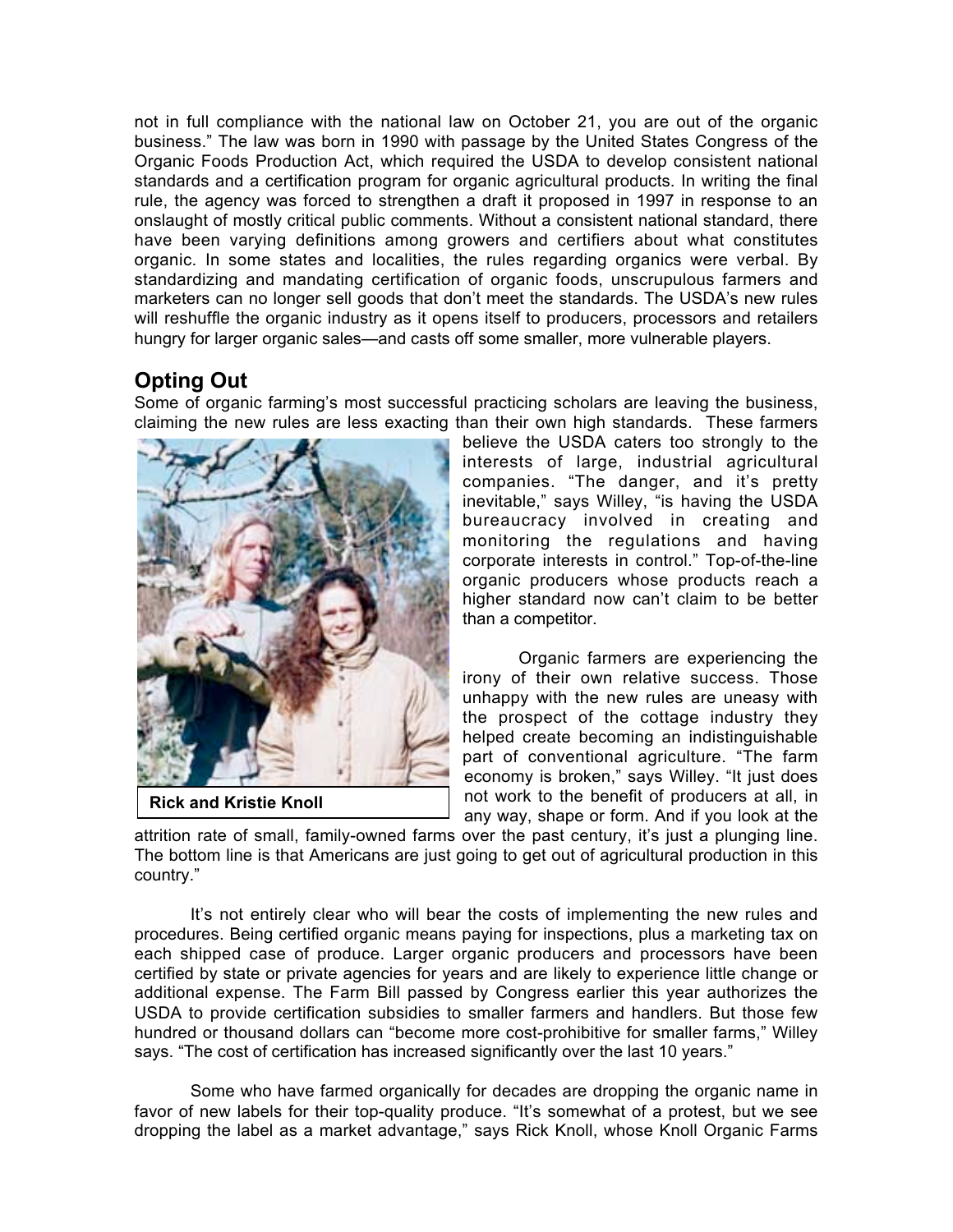not in full compliance with the national law on October 21, you are out of the organic business." The law was born in 1990 with passage by the United States Congress of the Organic Foods Production Act, which required the USDA to develop consistent national standards and a certification program for organic agricultural products. In writing the final rule, the agency was forced to strengthen a draft it proposed in 1997 in response to an onslaught of mostly critical public comments. Without a consistent national standard, there have been varying definitions among growers and certifiers about what constitutes organic. In some states and localities, the rules regarding organics were verbal. By standardizing and mandating certification of organic foods, unscrupulous farmers and marketers can no longer sell goods that don't meet the standards. The USDA's new rules will reshuffle the organic industry as it opens itself to producers, processors and retailers hungry for larger organic sales—and casts off some smaller, more vulnerable players.

## Opting Out

Some of organic farming's most successful practicing scholars are leaving the business, claiming the new rules are less exacting than their own high standards. These farmers believe the USDA caters too strongly to the interests of large, industrial agricultural companies. "The danger, and it's pretty inevitable," says Willey, "is having the USDA bureaucracy involved in creating and monitoring the regulations and having corporate interests in control." Top-of-the-line organic producers whose products reach a higher standard now can't claim to be better than a competitor.

**Rick and Kristie Knoll**

Organic farmers are experiencing the irony of their own relative success. Those unhappy with the new rules are uneasy with the prospect of the cottage industry they helped create becoming an indistinguishable part of conventional agriculture. "The farm economy is broken," says Willey. "It just does not work to the benefit of producers at all, in any way, shape or form. And if you look at the attrition rate of small, family-owned farms over the past century, it's just a plunging line. The bottom line is that Americans are just going to get out of agricultural production in this country."

It's not entirely clear who will bear the costs of implementing the new rules and procedures. Being certified organic means paying for inspections, plus a marketing tax on each shipped case of produce. Larger organic producers and processors have been certified by state or private agencies for years and are likely to experience little change or additional expense. The Farm Bill passed by Congress earlier this year authorizes the USDA to provide certification subsidies to smaller farmers and handlers. But those few hundred or thousand dollars can "become more cost-prohibitive for smaller farms," Willey says. "The cost of certification has increased significantly over the last 10 years."

Some who have farmed organically for decades are dropping the organic name in favor of new labels for their top-quality produce. "It's somewhat of a protest, but we see dropping the label as a market advantage," says Rick Knoll, whose Knoll Organic Farms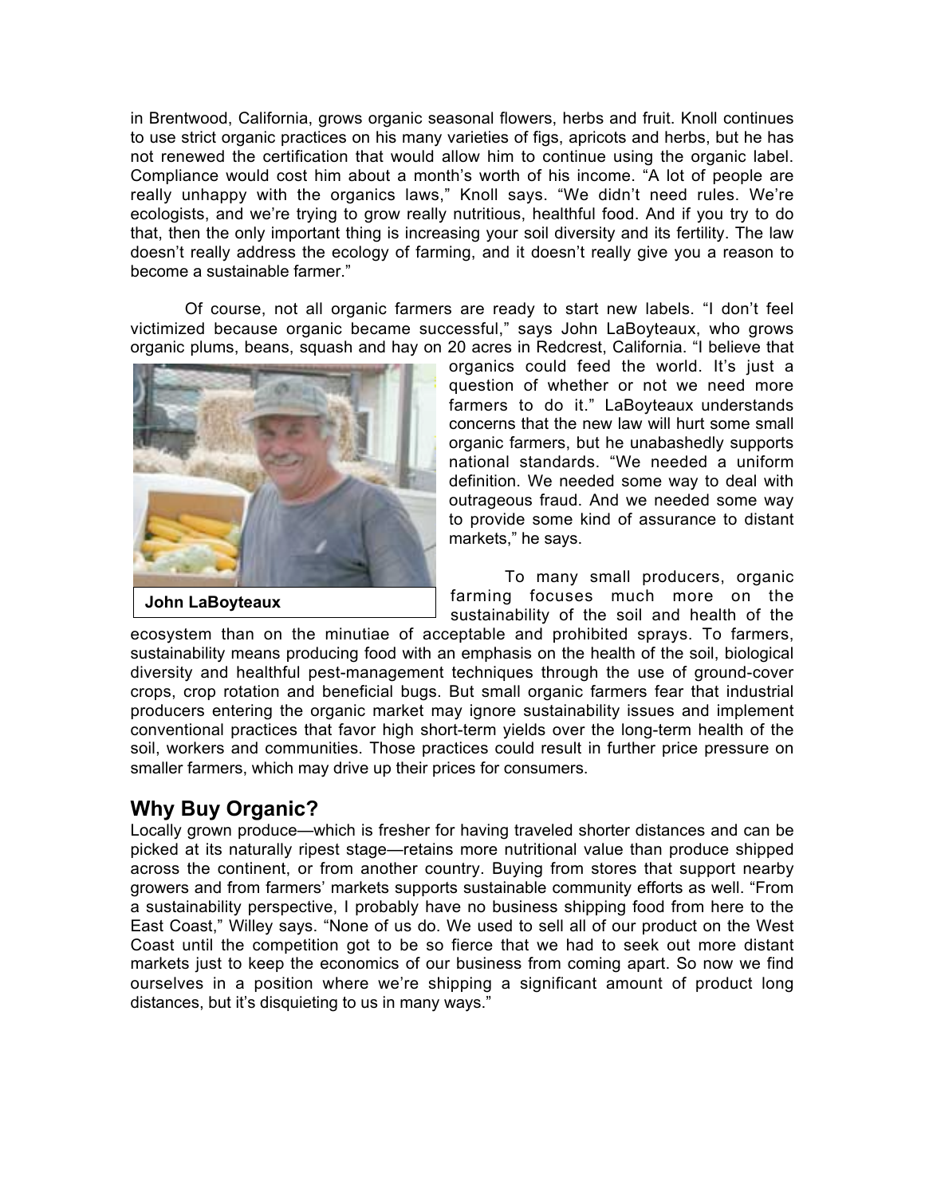in Brentwood, California, grows organic seasonal flowers, herbs and fruit. Knoll continues to use strict organic practices on his many varieties of figs, apricots and herbs, but he has not renewed the certification that would allow him to continue using the organic label. Compliance would cost him about a month's worth of his income. "A lot of people are really unhappy with the organics laws," Knoll says. "We didn't need rules. We're ecologists, and we're trying to grow really nutritious, healthful food. And if you try to do that, then the only important thing is increasing your soil diversity and its fertility. The law doesn't really address the ecology of farming, and it doesn't really give you a reason to become a sustainable farmer."

Of course, not all organic farmers are ready to start new labels. "I don't feel victimized because organic became successful," says John LaBoyteaux, who grows organic plums, beans, squash and hay on 20 acres in Redcrest, California. "I believe that organics could feed the world. It's just a question of whether or not we need more farmers to do it." LaBoyteaux understands concerns that the new law will hurt some small organic farmers, but he unabashedly supports national standards. "We needed a uniform definition. We needed some way to deal with outrageous fraud. And we needed some way to provide some kind of assurance to distant markets," he says.

**John LaBoyteaux**

To many small producers, organic farming focuses much more on the sustainability of the soil and health of the ecosystem than on the minutiae of acceptable and prohibited sprays. To farmers, sustainability means producing food with an emphasis on the health of the soil, biological diversity and healthful pest-management techniques through the use of ground-cover crops, crop rotation and beneficial bugs. But small organic farmers fear that industrial producers entering the organic market may ignore sustainability issues and implement conventional practices that favor high short-term yields over the long-term health of the soil, workers and communities. Those practices could result in further price pressure on smaller farmers, which may drive up their prices for consumers.

## Why Buy Organic?

Locally grown produce—which is fresher for having traveled shorter distances and can be picked at its naturally ripest stage—retains more nutritional value than produce shipped across the continent, or from another country. Buying from stores that support nearby growers and from farmers' markets supports sustainable community efforts as well. "From a sustainability perspective, I probably have no business shipping food from here to the East Coast," Willey says. "None of us do. We used to sell all of our product on the West Coast until the competition got to be so fierce that we had to seek out more distant markets just to keep the economics of our business from coming apart. So now we find ourselves in a position where we're shipping a significant amount of product long distances, but it's disquieting to us in many ways."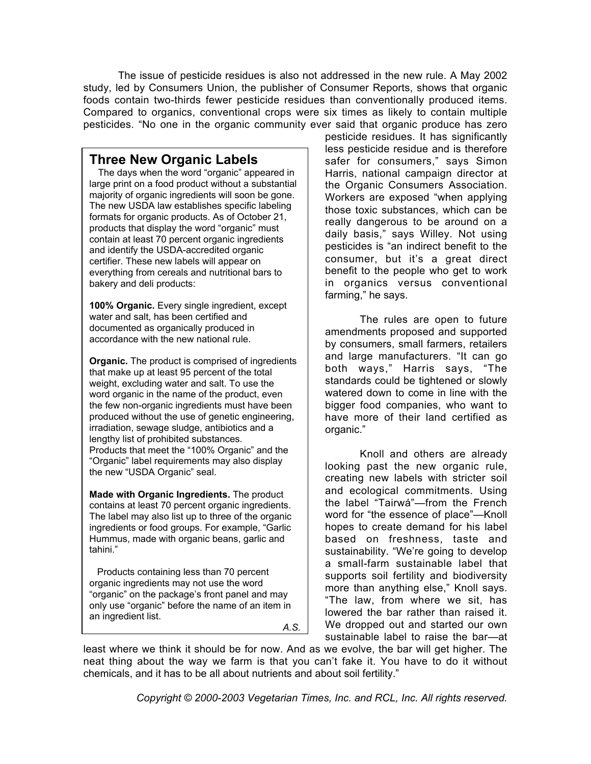The issue of pesticide residues is also not addressed in the new rule. A May 2002 study, led by Consumers Union, the publisher of Consumer Reports, shows that organic foods contain two-thirds fewer pesticide residues than conventionally produced items. Compared to organics, conventional crops were six times as likely to contain multiple pesticides. "No one in the organic community ever said that organic produce has zero pesticide residues. It has significantly less pesticide residue and is therefore safer for consumers," says Simon Harris, national campaign director at the Organic Consumers Association. Workers are exposed "when applying those toxic substances, which can be really dangerous to be around on a daily basis," says Willey. Not using pesticides is "an indirect benefit to the consumer, but it's a great direct benefit to the people who get to work in organics versus conventional farming," he says.

The rules are open to future amendments proposed and supported by consumers, small farmers, retailers and large manufacturers. "It can go both ways," Harris says, "The standards could be tightened or slowly watered down to come in line with the bigger food companies, who want to have more of their land certified as organic."

Knoll and others are already looking past the new organic rule, creating new labels with stricter soil and ecological commitments. Using the label "Tairwá"—from the French word for "the essence of place"—Knoll hopes to create demand for his label based on freshness, taste and sustainability. "We're going to develop a small-farm sustainable label that supports soil fertility and biodiversity more than anything else," Knoll says. "The law, from where we sit, has lowered the bar rather than raised it. We dropped out and started our own sustainable label to raise the bar—at least where we think it should be for now. And as we evolve, the bar will get higher. The neat thing about the way we farm is that you can't fake it. You have to do it without chemicals, and it has to be all about nutrients and about soil fertility."

## Three New Organic Labels

The days when the word "organic" appeared in large print on a food product without a substantial majority of organic ingredients will soon be gone. The new USDA law establishes specific labeling formats for organic products. As of October 21, products that display the word "organic" must contain at least 70 percent organic ingredients and identify the USDA-accredited organic certifier. These new labels will appear on everything from cereals and nutritional bars to bakery and deli products:

**100% Organic.** Every single ingredient, except water and salt, has been certified and documented as organically produced in accordance with the new national rule.

**Organic.** The product is comprised of ingredients that make up at least 95 percent of the total weight, excluding water and salt. To use the word organic in the name of the product, even the few non-organic ingredients must have been produced without the use of genetic engineering, irradiation, sewage sludge, antibiotics and a lengthy list of prohibited substances. Products that meet the "100% Organic" and the "Organic" label requirements may also display the new "USDA Organic" seal.

**Made with Organic Ingredients.** The product contains at least 70 percent organic ingredients. The label may also list up to three of the organic ingredients or food groups. For example, "Garlic Hummus, made with organic beans, garlic and tahini."

Products containing less than 70 percent organic ingredients may not use the word "organic" on the package's front panel and may only use "organic" before the name of an item in an ingredient list.

*A.S.*

*Copyright © 2000-2003 Vegetarian Times, Inc. and RCL, Inc. All rights reserved.*